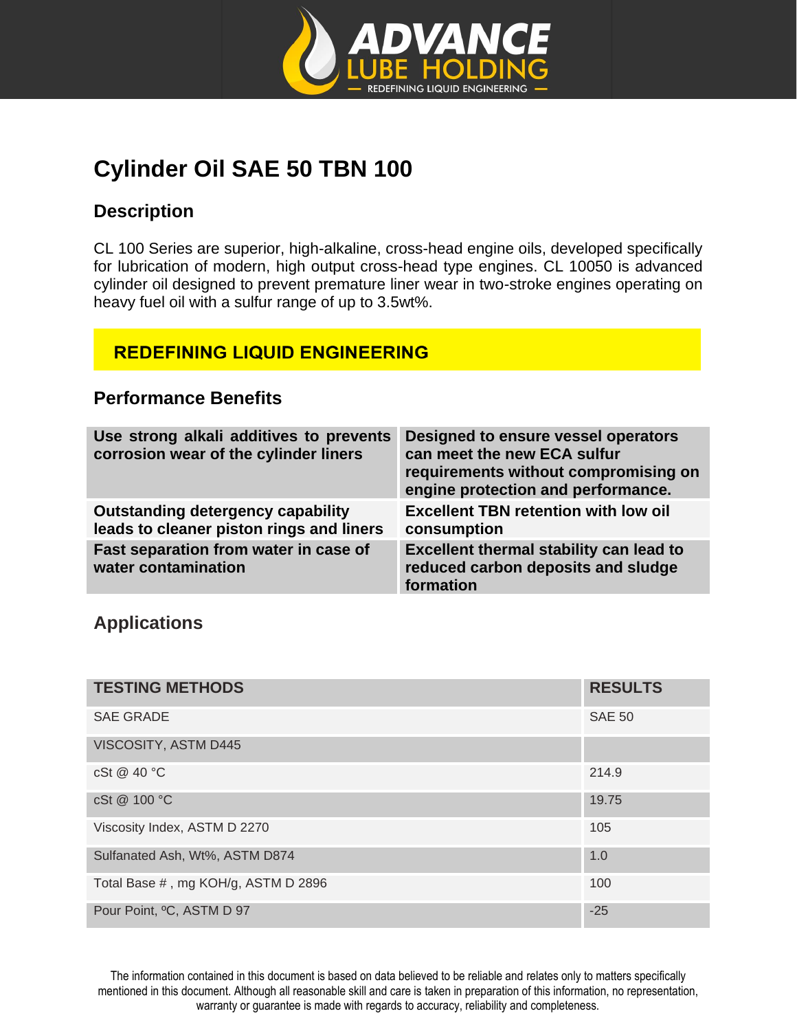# Cylinder Oil SAE 50 TBN 100

## Description

CL 100 Series are superior, high-alkaline, cross-head engine oils, developed specifically for lubrication of modern, high output cross-head type engines. CL 10050 is advanced cylinder oil designed to prevent premature liner wear in two-stroke engines operating on heavy fuel oil with a sulfur range of up to 3.5wt%.

**REDEFINING LIQUID ENGINEERING**

## Performance Benefits

| | |
|---|---|
| **Use strong alkali additives to prevents corrosion wear of the cylinder liners** | **Designed to ensure vessel operators can meet the new ECA sulfur requirements without compromising on engine protection and performance.** |
| **Outstanding detergency capability leads to cleaner piston rings and liners** | **Excellent TBN retention with low oil consumption** |
| **Fast separation from water in case of water contamination** | **Excellent thermal stability can lead to reduced carbon deposits and sludge formation** |

## Applications

| TESTING METHODS | RESULTS |
|---|---|
| SAE GRADE | SAE 50 |
| VISCOSITY, ASTM D445 | |
| cSt @ 40 °C | 214.9 |
| cSt @ 100 °C | 19.75 |
| Viscosity Index, ASTM D 2270 | 105 |
| Sulfanated Ash, Wt%, ASTM D874 | 1.0 |
| Total Base # , mg KOH/g, ASTM D 2896 | 100 |
| Pour Point, ºC, ASTM D 97 | -25 |

The information contained in this document is based on data believed to be reliable and relates only to matters specifically mentioned in this document. Although all reasonable skill and care is taken in preparation of this information, no representation, warranty or guarantee is made with regards to accuracy, reliability and completeness.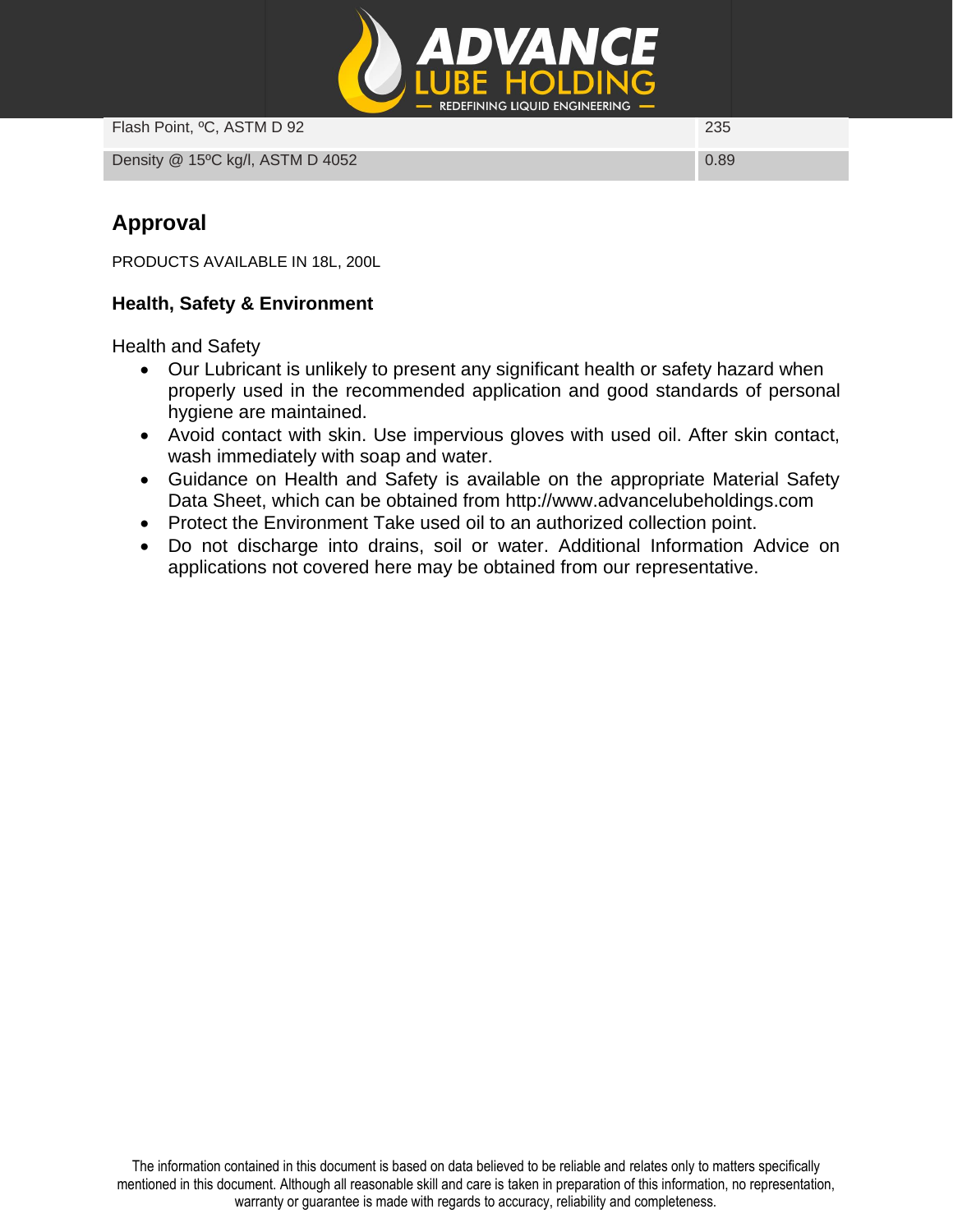| | |
|---|---|
| Flash Point, ºC, ASTM D 92 | 235 |
| Density @ 15ºC kg/l, ASTM D 4052 | 0.89 |

## Approval

PRODUCTS AVAILABLE IN 18L, 200L

### Health, Safety & Environment

Health and Safety

- Our Lubricant is unlikely to present any significant health or safety hazard when properly used in the recommended application and good standards of personal hygiene are maintained.
- Avoid contact with skin. Use impervious gloves with used oil. After skin contact, wash immediately with soap and water.
- Guidance on Health and Safety is available on the appropriate Material Safety Data Sheet, which can be obtained from http://www.advancelubeholdings.com
- Protect the Environment Take used oil to an authorized collection point.
- Do not discharge into drains, soil or water. Additional Information Advice on applications not covered here may be obtained from our representative.

The information contained in this document is based on data believed to be reliable and relates only to matters specifically mentioned in this document. Although all reasonable skill and care is taken in preparation of this information, no representation, warranty or guarantee is made with regards to accuracy, reliability and completeness.